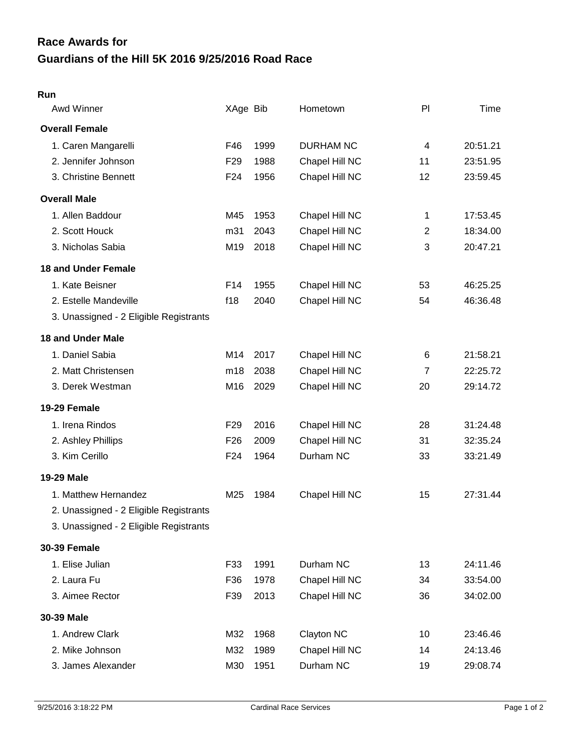# Race Awards for
# Guardians of the Hill 5K 2016 9/25/2016 Road Race

**Run**

| Awd Winner | XAge | Bib | Hometown | Pl | Time |
|---|---|---|---|---|---|
| **Overall Female** | | | | | |
| 1. Caren Mangarelli | F46 | 1999 | DURHAM NC | 4 | 20:51.21 |
| 2. Jennifer Johnson | F29 | 1988 | Chapel Hill NC | 11 | 23:51.95 |
| 3. Christine Bennett | F24 | 1956 | Chapel Hill NC | 12 | 23:59.45 |
| **Overall Male** | | | | | |
| 1. Allen Baddour | M45 | 1953 | Chapel Hill NC | 1 | 17:53.45 |
| 2. Scott Houck | m31 | 2043 | Chapel Hill NC | 2 | 18:34.00 |
| 3. Nicholas Sabia | M19 | 2018 | Chapel Hill NC | 3 | 20:47.21 |
| **18 and Under Female** | | | | | |
| 1. Kate Beisner | F14 | 1955 | Chapel Hill NC | 53 | 46:25.25 |
| 2. Estelle Mandeville | f18 | 2040 | Chapel Hill NC | 54 | 46:36.48 |
| 3. Unassigned - 2 Eligible Registrants | | | | | |
| **18 and Under Male** | | | | | |
| 1. Daniel Sabia | M14 | 2017 | Chapel Hill NC | 6 | 21:58.21 |
| 2. Matt Christensen | m18 | 2038 | Chapel Hill NC | 7 | 22:25.72 |
| 3. Derek Westman | M16 | 2029 | Chapel Hill NC | 20 | 29:14.72 |
| **19-29 Female** | | | | | |
| 1. Irena Rindos | F29 | 2016 | Chapel Hill NC | 28 | 31:24.48 |
| 2. Ashley Phillips | F26 | 2009 | Chapel Hill NC | 31 | 32:35.24 |
| 3. Kim Cerillo | F24 | 1964 | Durham NC | 33 | 33:21.49 |
| **19-29 Male** | | | | | |
| 1. Matthew Hernandez | M25 | 1984 | Chapel Hill NC | 15 | 27:31.44 |
| 2. Unassigned - 2 Eligible Registrants | | | | | |
| 3. Unassigned - 2 Eligible Registrants | | | | | |
| **30-39 Female** | | | | | |
| 1. Elise Julian | F33 | 1991 | Durham NC | 13 | 24:11.46 |
| 2. Laura Fu | F36 | 1978 | Chapel Hill NC | 34 | 33:54.00 |
| 3. Aimee Rector | F39 | 2013 | Chapel Hill NC | 36 | 34:02.00 |
| **30-39 Male** | | | | | |
| 1. Andrew Clark | M32 | 1968 | Clayton NC | 10 | 23:46.46 |
| 2. Mike Johnson | M32 | 1989 | Chapel Hill NC | 14 | 24:13.46 |
| 3. James Alexander | M30 | 1951 | Durham NC | 19 | 29:08.74 |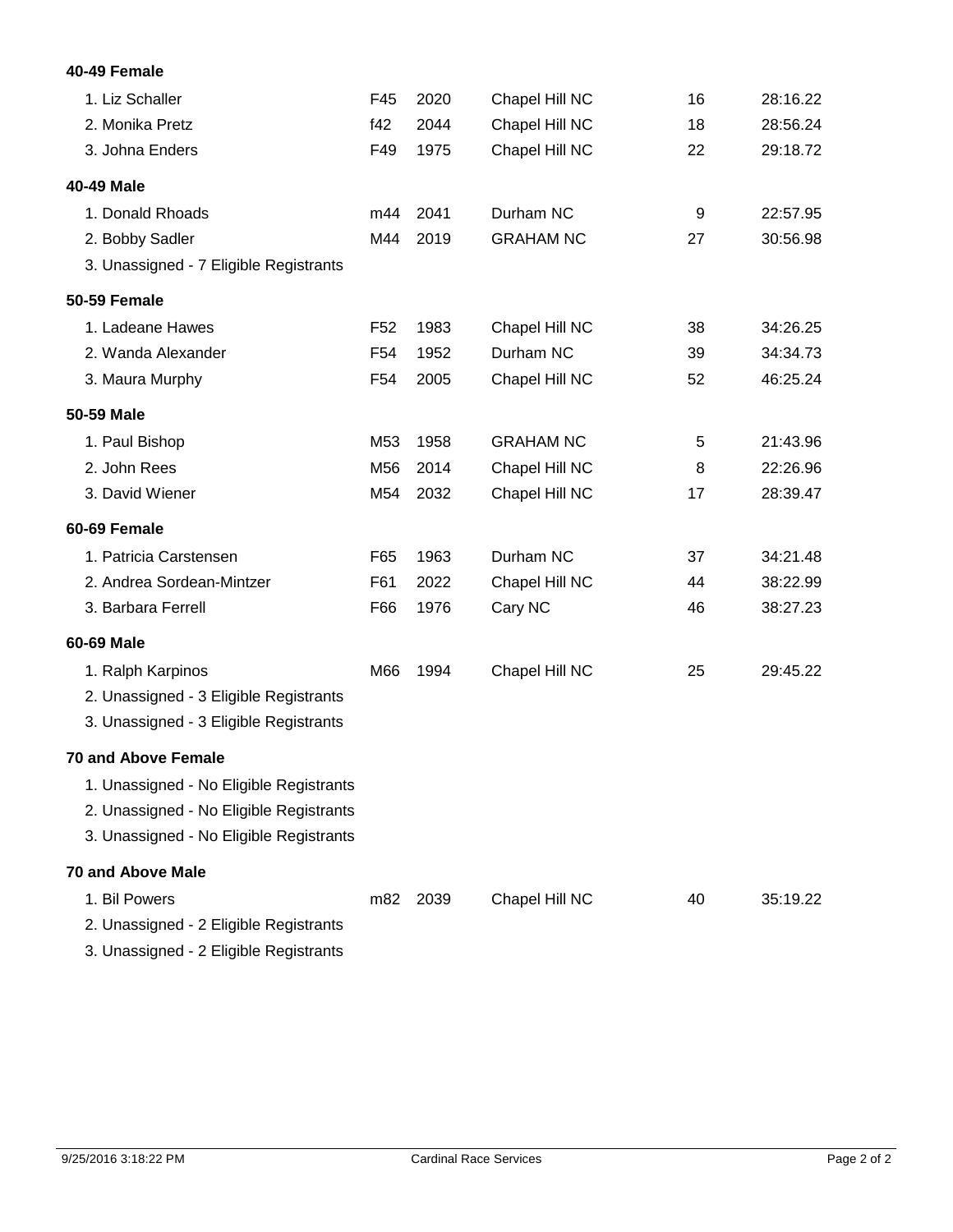**40-49 Female**

| | | | | | |
|---|---|---|---|---|---|
| 1. Liz Schaller | F45 | 2020 | Chapel Hill NC | 16 | 28:16.22 |
| 2. Monika Pretz | f42 | 2044 | Chapel Hill NC | 18 | 28:56.24 |
| 3. Johna Enders | F49 | 1975 | Chapel Hill NC | 22 | 29:18.72 |

**40-49 Male**

| | | | | | |
|---|---|---|---|---|---|
| 1. Donald Rhoads | m44 | 2041 | Durham NC | 9 | 22:57.95 |
| 2. Bobby Sadler | M44 | 2019 | GRAHAM NC | 27 | 30:56.98 |
| 3. Unassigned - 7 Eligible Registrants | | | | | |

**50-59 Female**

| | | | | | |
|---|---|---|---|---|---|
| 1. Ladeane Hawes | F52 | 1983 | Chapel Hill NC | 38 | 34:26.25 |
| 2. Wanda Alexander | F54 | 1952 | Durham NC | 39 | 34:34.73 |
| 3. Maura Murphy | F54 | 2005 | Chapel Hill NC | 52 | 46:25.24 |

**50-59 Male**

| | | | | | |
|---|---|---|---|---|---|
| 1. Paul Bishop | M53 | 1958 | GRAHAM NC | 5 | 21:43.96 |
| 2. John Rees | M56 | 2014 | Chapel Hill NC | 8 | 22:26.96 |
| 3. David Wiener | M54 | 2032 | Chapel Hill NC | 17 | 28:39.47 |

**60-69 Female**

| | | | | | |
|---|---|---|---|---|---|
| 1. Patricia Carstensen | F65 | 1963 | Durham NC | 37 | 34:21.48 |
| 2. Andrea Sordean-Mintzer | F61 | 2022 | Chapel Hill NC | 44 | 38:22.99 |
| 3. Barbara Ferrell | F66 | 1976 | Cary NC | 46 | 38:27.23 |

**60-69 Male**

| | | | | | |
|---|---|---|---|---|---|
| 1. Ralph Karpinos | M66 | 1994 | Chapel Hill NC | 25 | 29:45.22 |
| 2. Unassigned - 3 Eligible Registrants | | | | | |
| 3. Unassigned - 3 Eligible Registrants | | | | | |

**70 and Above Female**

1. Unassigned - No Eligible Registrants
2. Unassigned - No Eligible Registrants
3. Unassigned - No Eligible Registrants

**70 and Above Male**

| | | | | | |
|---|---|---|---|---|---|
| 1. Bil Powers | m82 | 2039 | Chapel Hill NC | 40 | 35:19.22 |
| 2. Unassigned - 2 Eligible Registrants | | | | | |
| 3. Unassigned - 2 Eligible Registrants | | | | | |

9/25/2016 3:18:22 PM Cardinal Race Services